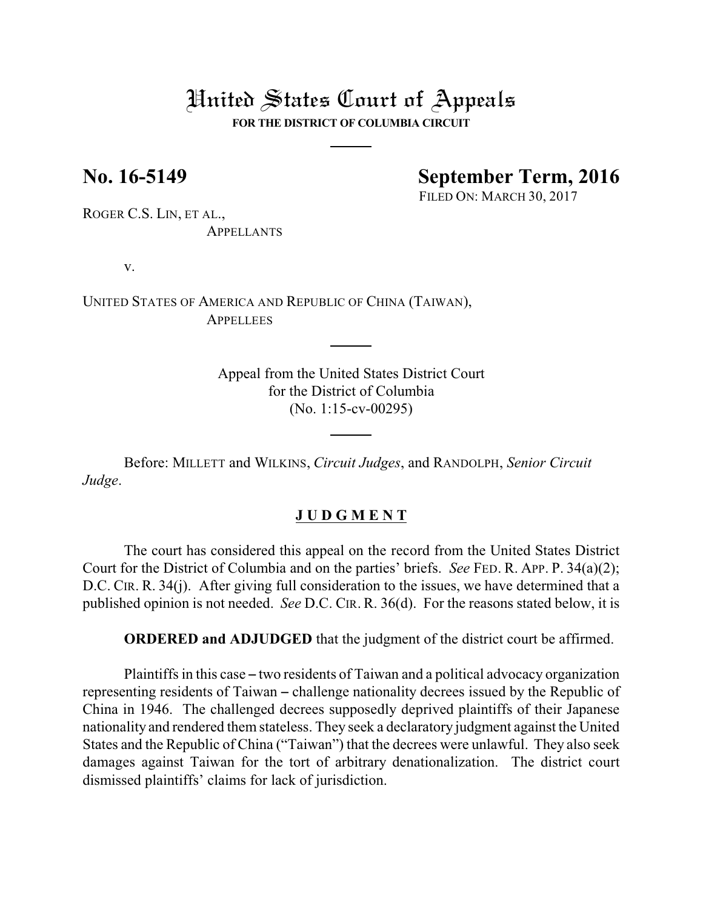# United States Court of Appeals

**FOR THE DISTRICT OF COLUMBIA CIRCUIT**

---

**No. 16-5149** **September Term, 2016**

FILED ON: MARCH 30, 2017

ROGER C.S. LIN, ET AL.,
APPELLANTS

v.

UNITED STATES OF AMERICA AND REPUBLIC OF CHINA (TAIWAN),
APPELLEES

---

Appeal from the United States District Court
for the District of Columbia
(No. 1:15-cv-00295)

---

Before: MILLETT and WILKINS, *Circuit Judges*, and RANDOLPH, *Senior Circuit Judge*.

**J U D G M E N T**

The court has considered this appeal on the record from the United States District Court for the District of Columbia and on the parties' briefs. *See* FED. R. APP. P. 34(a)(2); D.C. CIR. R. 34(j). After giving full consideration to the issues, we have determined that a published opinion is not needed. *See* D.C. CIR. R. 36(d). For the reasons stated below, it is

**ORDERED and ADJUDGED** that the judgment of the district court be affirmed.

Plaintiffs in this case – two residents of Taiwan and a political advocacy organization representing residents of Taiwan – challenge nationality decrees issued by the Republic of China in 1946. The challenged decrees supposedly deprived plaintiffs of their Japanese nationality and rendered them stateless. They seek a declaratory judgment against the United States and the Republic of China ("Taiwan") that the decrees were unlawful. They also seek damages against Taiwan for the tort of arbitrary denationalization. The district court dismissed plaintiffs' claims for lack of jurisdiction.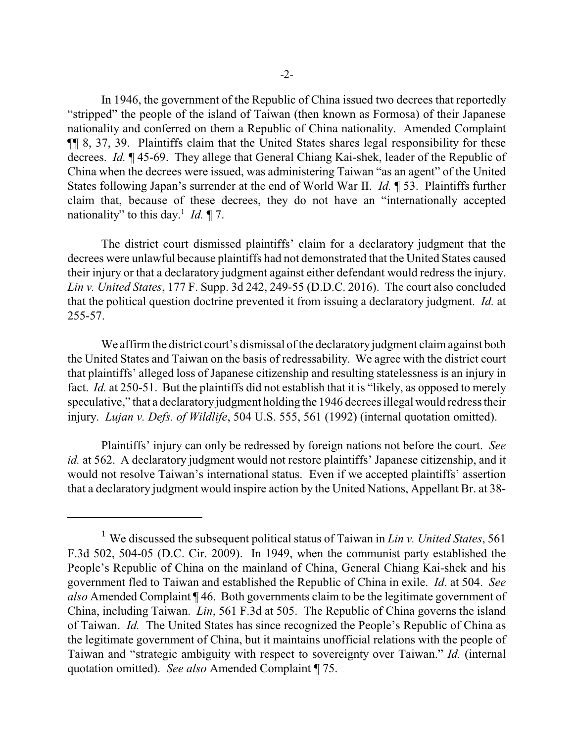In 1946, the government of the Republic of China issued two decrees that reportedly "stripped" the people of the island of Taiwan (then known as Formosa) of their Japanese nationality and conferred on them a Republic of China nationality. Amended Complaint ¶¶ 8, 37, 39. Plaintiffs claim that the United States shares legal responsibility for these decrees. *Id.* ¶ 45-69. They allege that General Chiang Kai-shek, leader of the Republic of China when the decrees were issued, was administering Taiwan "as an agent" of the United States following Japan's surrender at the end of World War II. *Id.* ¶ 53. Plaintiffs further claim that, because of these decrees, they do not have an "internationally accepted nationality" to this day.[1] *Id.* ¶ 7.

The district court dismissed plaintiffs' claim for a declaratory judgment that the decrees were unlawful because plaintiffs had not demonstrated that the United States caused their injury or that a declaratory judgment against either defendant would redress the injury. *Lin v. United States*, 177 F. Supp. 3d 242, 249-55 (D.D.C. 2016). The court also concluded that the political question doctrine prevented it from issuing a declaratory judgment. *Id.* at 255-57.

We affirm the district court's dismissal of the declaratory judgment claim against both the United States and Taiwan on the basis of redressability. We agree with the district court that plaintiffs' alleged loss of Japanese citizenship and resulting statelessness is an injury in fact. *Id.* at 250-51. But the plaintiffs did not establish that it is "likely, as opposed to merely speculative," that a declaratory judgment holding the 1946 decrees illegal would redress their injury. *Lujan v. Defs. of Wildlife*, 504 U.S. 555, 561 (1992) (internal quotation omitted).

Plaintiffs' injury can only be redressed by foreign nations not before the court. *See id.* at 562. A declaratory judgment would not restore plaintiffs' Japanese citizenship, and it would not resolve Taiwan's international status. Even if we accepted plaintiffs' assertion that a declaratory judgment would inspire action by the United Nations, Appellant Br. at 38-

[1] We discussed the subsequent political status of Taiwan in *Lin v. United States*, 561 F.3d 502, 504-05 (D.C. Cir. 2009). In 1949, when the communist party established the People's Republic of China on the mainland of China, General Chiang Kai-shek and his government fled to Taiwan and established the Republic of China in exile. *Id*. at 504. *See also* Amended Complaint ¶ 46. Both governments claim to be the legitimate government of China, including Taiwan. *Lin*, 561 F.3d at 505. The Republic of China governs the island of Taiwan. *Id.* The United States has since recognized the People's Republic of China as the legitimate government of China, but it maintains unofficial relations with the people of Taiwan and "strategic ambiguity with respect to sovereignty over Taiwan." *Id.* (internal quotation omitted). *See also* Amended Complaint ¶ 75.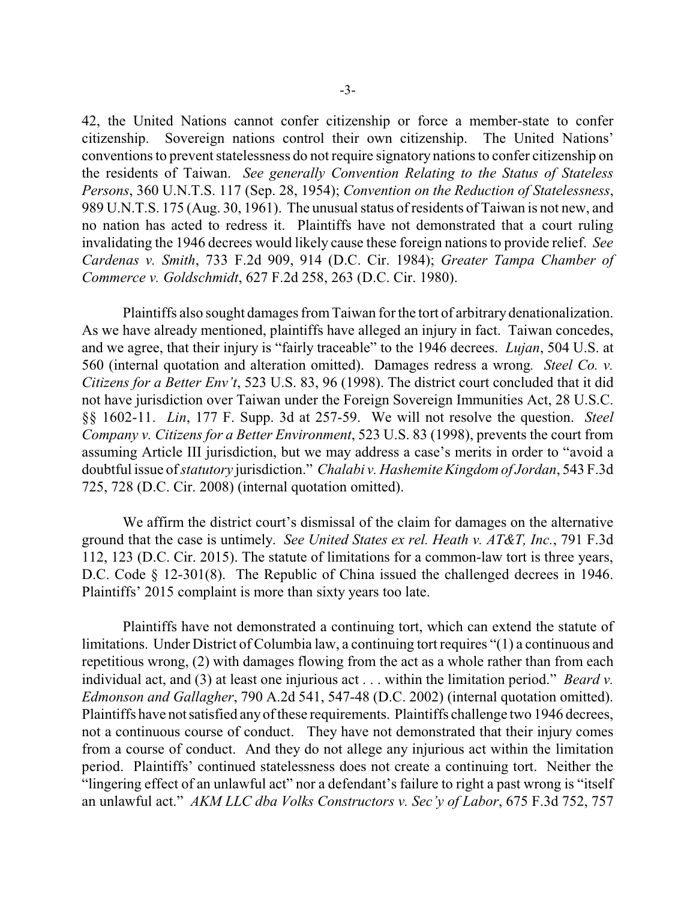42, the United Nations cannot confer citizenship or force a member-state to confer citizenship. Sovereign nations control their own citizenship. The United Nations' conventions to prevent statelessness do not require signatory nations to confer citizenship on the residents of Taiwan. *See generally Convention Relating to the Status of Stateless Persons*, 360 U.N.T.S. 117 (Sep. 28, 1954); *Convention on the Reduction of Statelessness*, 989 U.N.T.S. 175 (Aug. 30, 1961). The unusual status of residents of Taiwan is not new, and no nation has acted to redress it. Plaintiffs have not demonstrated that a court ruling invalidating the 1946 decrees would likely cause these foreign nations to provide relief. *See Cardenas v. Smith*, 733 F.2d 909, 914 (D.C. Cir. 1984); *Greater Tampa Chamber of Commerce v. Goldschmidt*, 627 F.2d 258, 263 (D.C. Cir. 1980).

Plaintiffs also sought damages from Taiwan for the tort of arbitrary denationalization. As we have already mentioned, plaintiffs have alleged an injury in fact. Taiwan concedes, and we agree, that their injury is "fairly traceable" to the 1946 decrees. *Lujan*, 504 U.S. at 560 (internal quotation and alteration omitted). Damages redress a wrong. *Steel Co. v. Citizens for a Better Env't*, 523 U.S. 83, 96 (1998). The district court concluded that it did not have jurisdiction over Taiwan under the Foreign Sovereign Immunities Act, 28 U.S.C. §§ 1602-11. *Lin*, 177 F. Supp. 3d at 257-59. We will not resolve the question. *Steel Company v. Citizens for a Better Environment*, 523 U.S. 83 (1998), prevents the court from assuming Article III jurisdiction, but we may address a case's merits in order to "avoid a doubtful issue of *statutory* jurisdiction." *Chalabi v. Hashemite Kingdom of Jordan*, 543 F.3d 725, 728 (D.C. Cir. 2008) (internal quotation omitted).

We affirm the district court's dismissal of the claim for damages on the alternative ground that the case is untimely. *See United States ex rel. Heath v. AT&T, Inc.*, 791 F.3d 112, 123 (D.C. Cir. 2015). The statute of limitations for a common-law tort is three years, D.C. Code § 12-301(8). The Republic of China issued the challenged decrees in 1946. Plaintiffs' 2015 complaint is more than sixty years too late.

Plaintiffs have not demonstrated a continuing tort, which can extend the statute of limitations. Under District of Columbia law, a continuing tort requires "(1) a continuous and repetitious wrong, (2) with damages flowing from the act as a whole rather than from each individual act, and (3) at least one injurious act . . . within the limitation period." *Beard v. Edmonson and Gallagher*, 790 A.2d 541, 547-48 (D.C. 2002) (internal quotation omitted). Plaintiffs have not satisfied any of these requirements. Plaintiffs challenge two 1946 decrees, not a continuous course of conduct. They have not demonstrated that their injury comes from a course of conduct. And they do not allege any injurious act within the limitation period. Plaintiffs' continued statelessness does not create a continuing tort. Neither the "lingering effect of an unlawful act" nor a defendant's failure to right a past wrong is "itself an unlawful act." *AKM LLC dba Volks Constructors v. Sec'y of Labor*, 675 F.3d 752, 757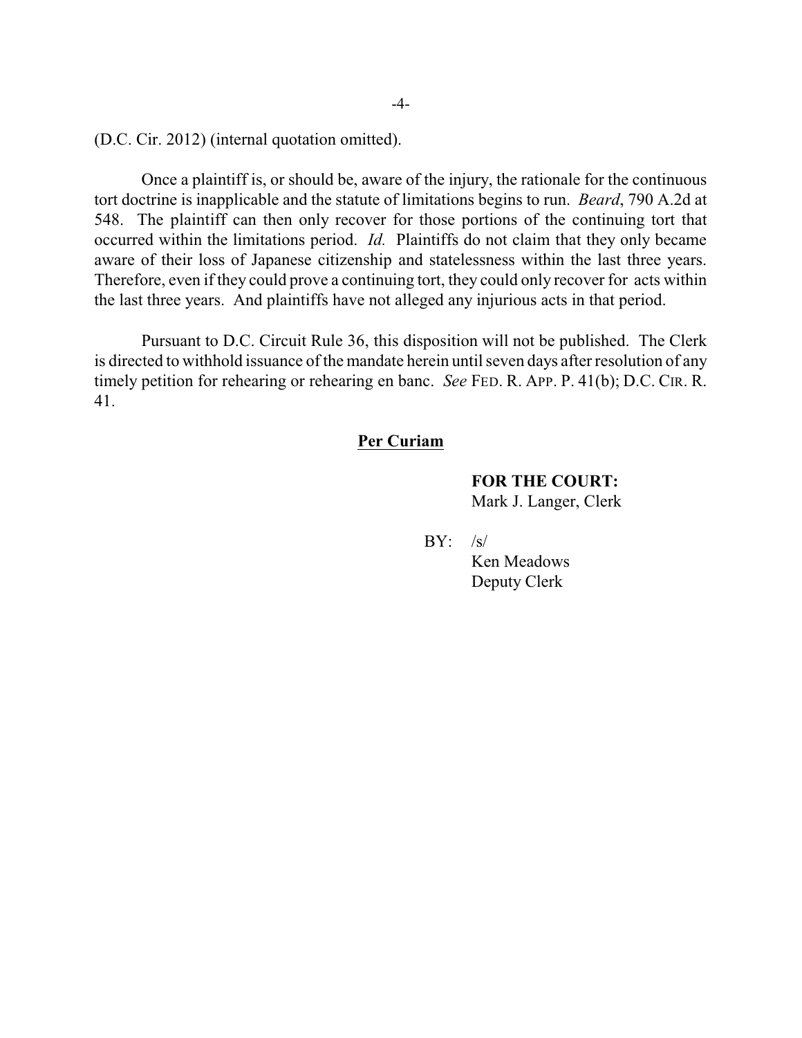(D.C. Cir. 2012) (internal quotation omitted).

Once a plaintiff is, or should be, aware of the injury, the rationale for the continuous tort doctrine is inapplicable and the statute of limitations begins to run. *Beard*, 790 A.2d at 548. The plaintiff can then only recover for those portions of the continuing tort that occurred within the limitations period. *Id.* Plaintiffs do not claim that they only became aware of their loss of Japanese citizenship and statelessness within the last three years. Therefore, even if they could prove a continuing tort, they could only recover for acts within the last three years. And plaintiffs have not alleged any injurious acts in that period.

Pursuant to D.C. Circuit Rule 36, this disposition will not be published. The Clerk is directed to withhold issuance of the mandate herein until seven days after resolution of any timely petition for rehearing or rehearing en banc. *See* FED. R. APP. P. 41(b); D.C. CIR. R. 41.

**Per Curiam**

**FOR THE COURT:**
Mark J. Langer, Clerk

BY: /s/
Ken Meadows
Deputy Clerk